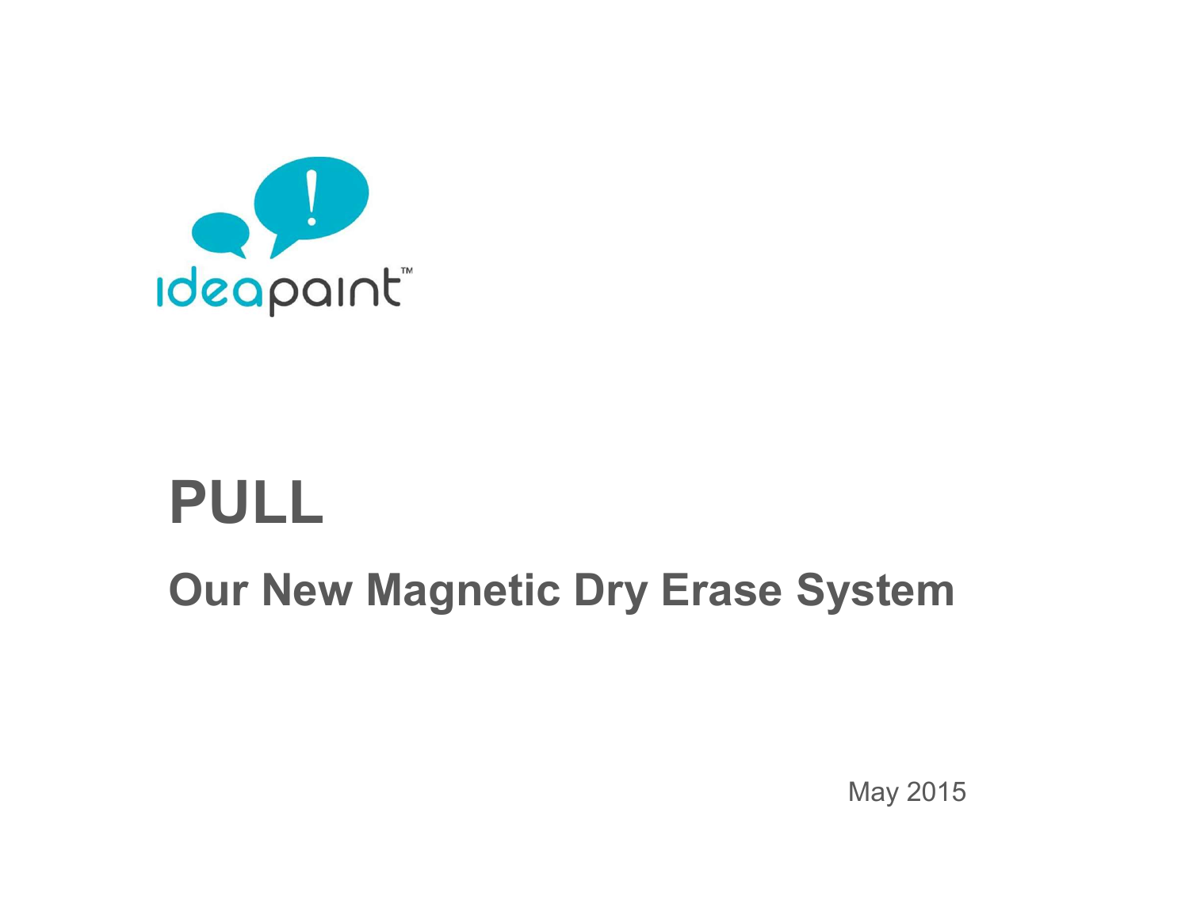ideapaint™

# PULL

## Our New Magnetic Dry Erase System

May 2015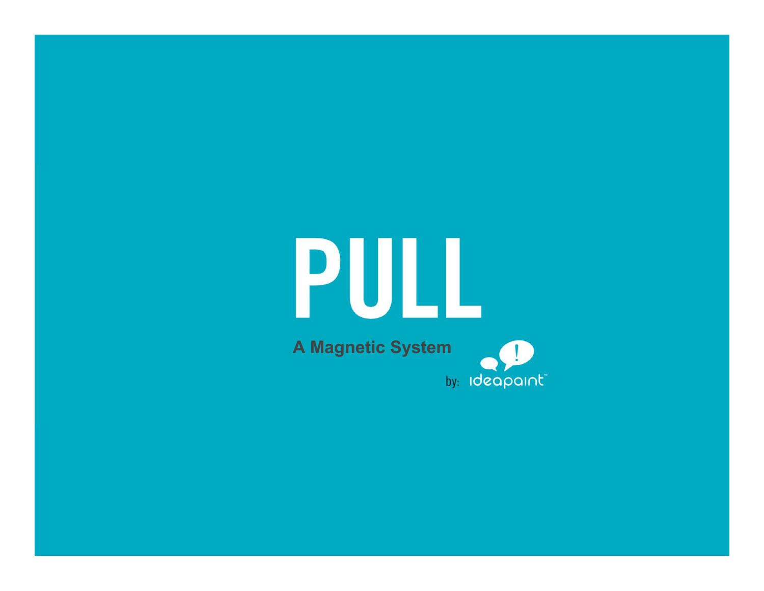# PULL

**A Magnetic System**

by: ideapaint™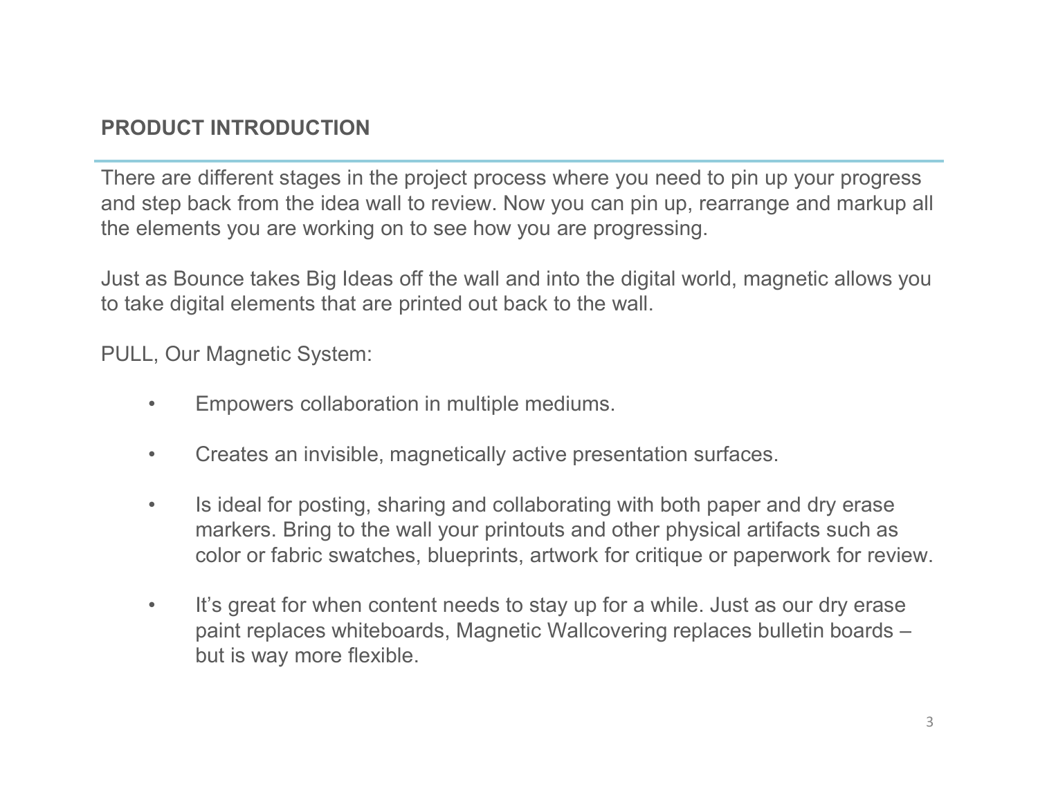## PRODUCT INTRODUCTION

There are different stages in the project process where you need to pin up your progress and step back from the idea wall to review. Now you can pin up, rearrange and markup all the elements you are working on to see how you are progressing.

Just as Bounce takes Big Ideas off the wall and into the digital world, magnetic allows you to take digital elements that are printed out back to the wall.

PULL, Our Magnetic System:

- Empowers collaboration in multiple mediums.
- Creates an invisible, magnetically active presentation surfaces.
- Is ideal for posting, sharing and collaborating with both paper and dry erase markers. Bring to the wall your printouts and other physical artifacts such as color or fabric swatches, blueprints, artwork for critique or paperwork for review.
- It's great for when content needs to stay up for a while. Just as our dry erase paint replaces whiteboards, Magnetic Wallcovering replaces bulletin boards – but is way more flexible.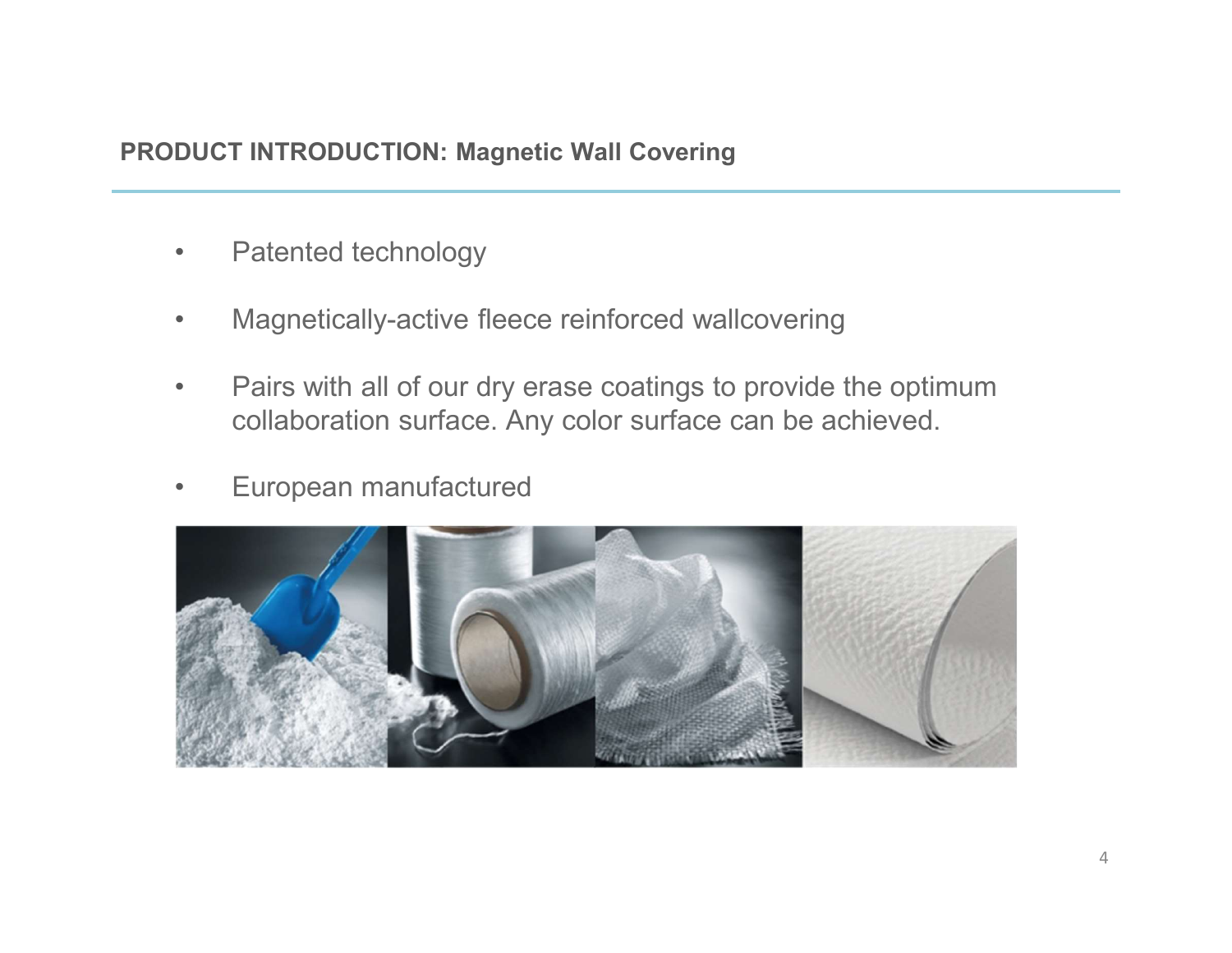## PRODUCT INTRODUCTION: Magnetic Wall Covering

- Patented technology
- Magnetically-active fleece reinforced wallcovering
- Pairs with all of our dry erase coatings to provide the optimum collaboration surface. Any color surface can be achieved.
- European manufactured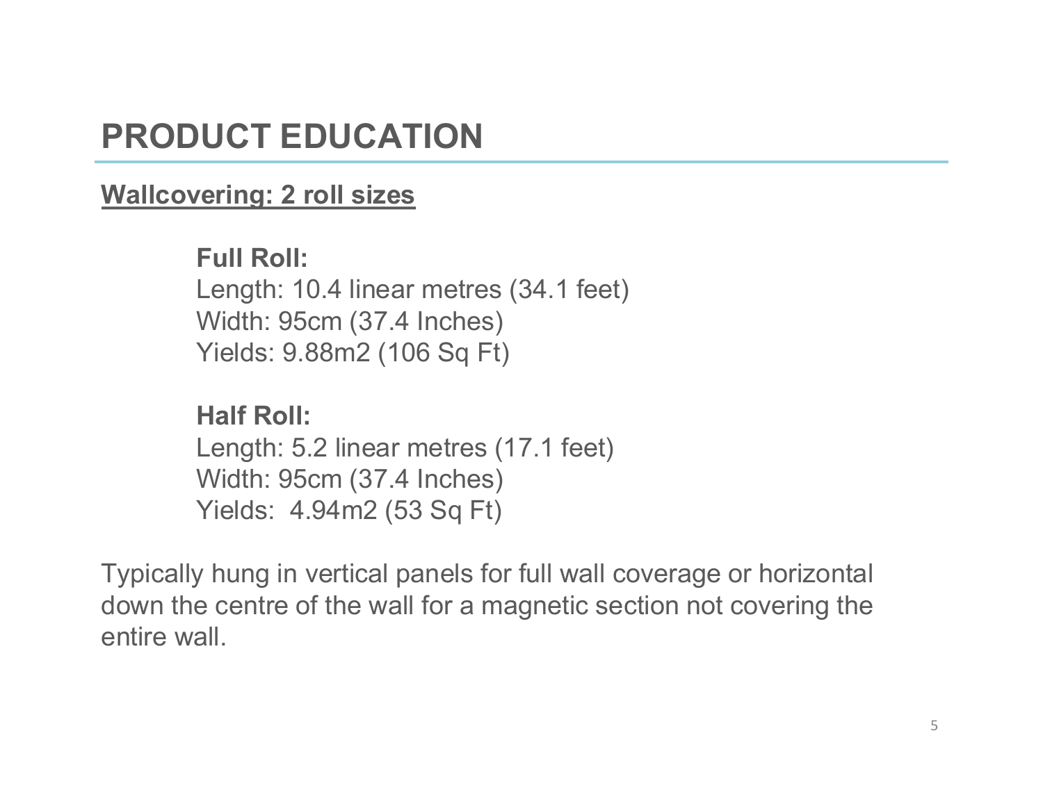# PRODUCT EDUCATION

**Wallcovering: 2 roll sizes**

**Full Roll:**
Length: 10.4 linear metres (34.1 feet)
Width: 95cm (37.4 Inches)
Yields: 9.88m2 (106 Sq Ft)

**Half Roll:**
Length: 5.2 linear metres (17.1 feet)
Width: 95cm (37.4 Inches)
Yields: 4.94m2 (53 Sq Ft)

Typically hung in vertical panels for full wall coverage or horizontal down the centre of the wall for a magnetic section not covering the entire wall.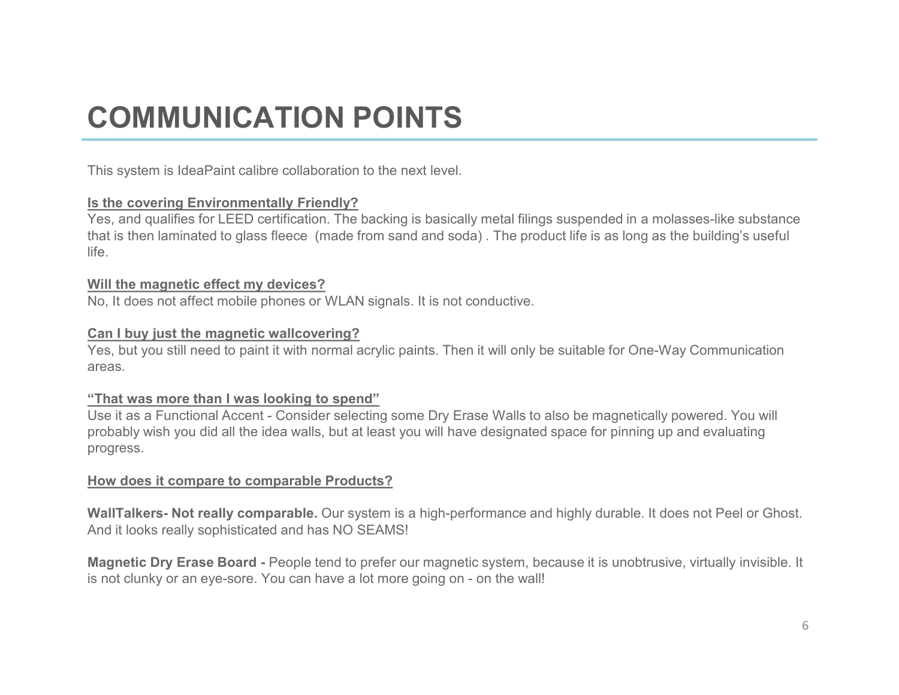# COMMUNICATION POINTS

This system is IdeaPaint calibre collaboration to the next level.

**Is the covering Environmentally Friendly?**
Yes, and qualifies for LEED certification. The backing is basically metal filings suspended in a molasses-like substance that is then laminated to glass fleece (made from sand and soda) . The product life is as long as the building's useful life.

**Will the magnetic effect my devices?**
No, It does not affect mobile phones or WLAN signals. It is not conductive.

**Can I buy just the magnetic wallcovering?**
Yes, but you still need to paint it with normal acrylic paints. Then it will only be suitable for One-Way Communication areas.

**"That was more than I was looking to spend"**
Use it as a Functional Accent - Consider selecting some Dry Erase Walls to also be magnetically powered. You will probably wish you did all the idea walls, but at least you will have designated space for pinning up and evaluating progress.

**How does it compare to comparable Products?**

**WallTalkers- Not really comparable.** Our system is a high-performance and highly durable. It does not Peel or Ghost. And it looks really sophisticated and has NO SEAMS!

**Magnetic Dry Erase Board -** People tend to prefer our magnetic system, because it is unobtrusive, virtually invisible. It is not clunky or an eye-sore. You can have a lot more going on - on the wall!